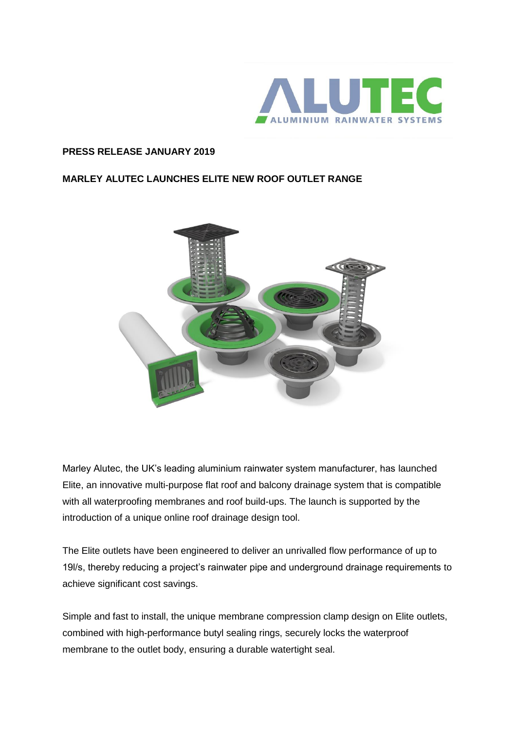**PRESS RELEASE JANUARY 2019**

**MARLEY ALUTEC LAUNCHES ELITE NEW ROOF OUTLET RANGE**

Marley Alutec, the UK's leading aluminium rainwater system manufacturer, has launched Elite, an innovative multi-purpose flat roof and balcony drainage system that is compatible with all waterproofing membranes and roof build-ups. The launch is supported by the introduction of a unique online roof drainage design tool.

The Elite outlets have been engineered to deliver an unrivalled flow performance of up to 19l/s, thereby reducing a project's rainwater pipe and underground drainage requirements to achieve significant cost savings.

Simple and fast to install, the unique membrane compression clamp design on Elite outlets, combined with high-performance butyl sealing rings, securely locks the waterproof membrane to the outlet body, ensuring a durable watertight seal.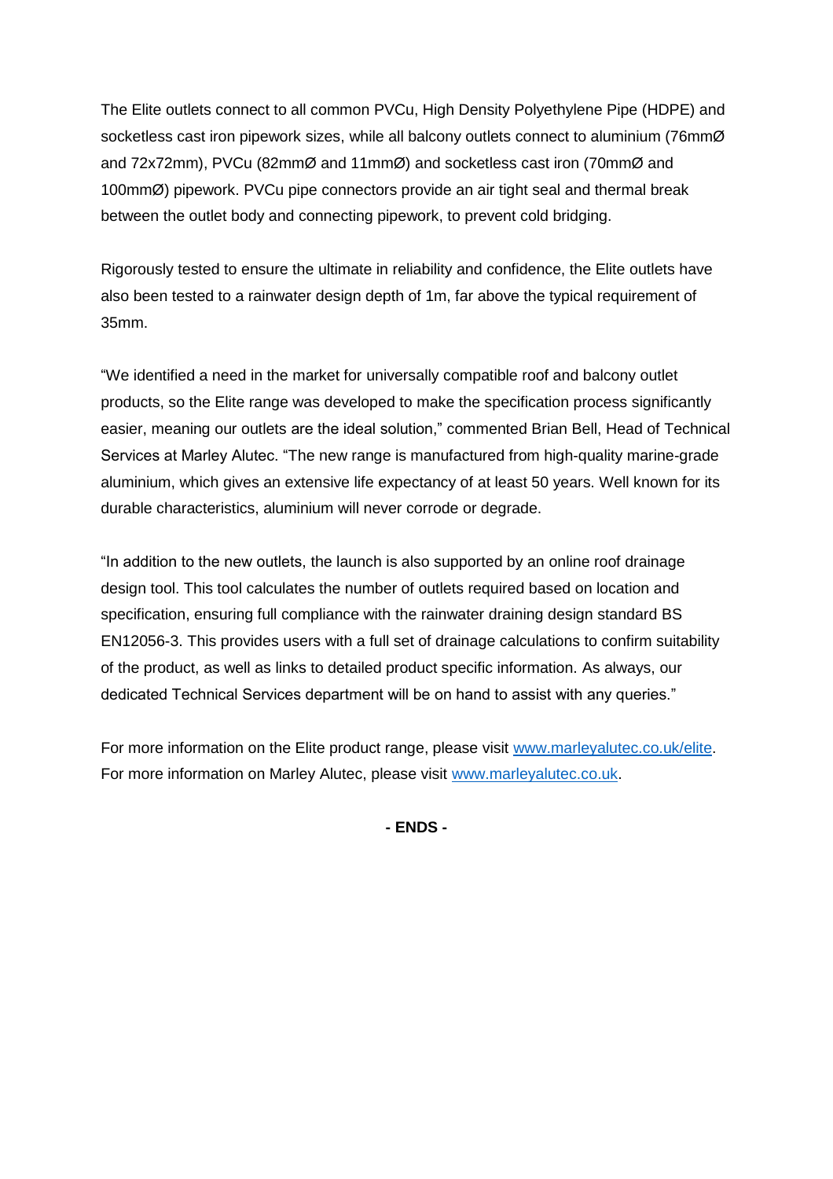The Elite outlets connect to all common PVCu, High Density Polyethylene Pipe (HDPE) and socketless cast iron pipework sizes, while all balcony outlets connect to aluminium (76mmØ and 72x72mm), PVCu (82mmØ and 11mmØ) and socketless cast iron (70mmØ and 100mmØ) pipework. PVCu pipe connectors provide an air tight seal and thermal break between the outlet body and connecting pipework, to prevent cold bridging.

Rigorously tested to ensure the ultimate in reliability and confidence, the Elite outlets have also been tested to a rainwater design depth of 1m, far above the typical requirement of 35mm.

"We identified a need in the market for universally compatible roof and balcony outlet products, so the Elite range was developed to make the specification process significantly easier, meaning our outlets are the ideal solution," commented Brian Bell, Head of Technical Services at Marley Alutec. "The new range is manufactured from high-quality marine-grade aluminium, which gives an extensive life expectancy of at least 50 years. Well known for its durable characteristics, aluminium will never corrode or degrade.

"In addition to the new outlets, the launch is also supported by an online roof drainage design tool. This tool calculates the number of outlets required based on location and specification, ensuring full compliance with the rainwater draining design standard BS EN12056-3. This provides users with a full set of drainage calculations to confirm suitability of the product, as well as links to detailed product specific information. As always, our dedicated Technical Services department will be on hand to assist with any queries."

For more information on the Elite product range, please visit [www.marleyalutec.co.uk/elite](http://www.marleyalutec.co.uk/elite). For more information on Marley Alutec, please visit [www.marleyalutec.co.uk](http://www.marleyalutec.co.uk).

**- ENDS -**